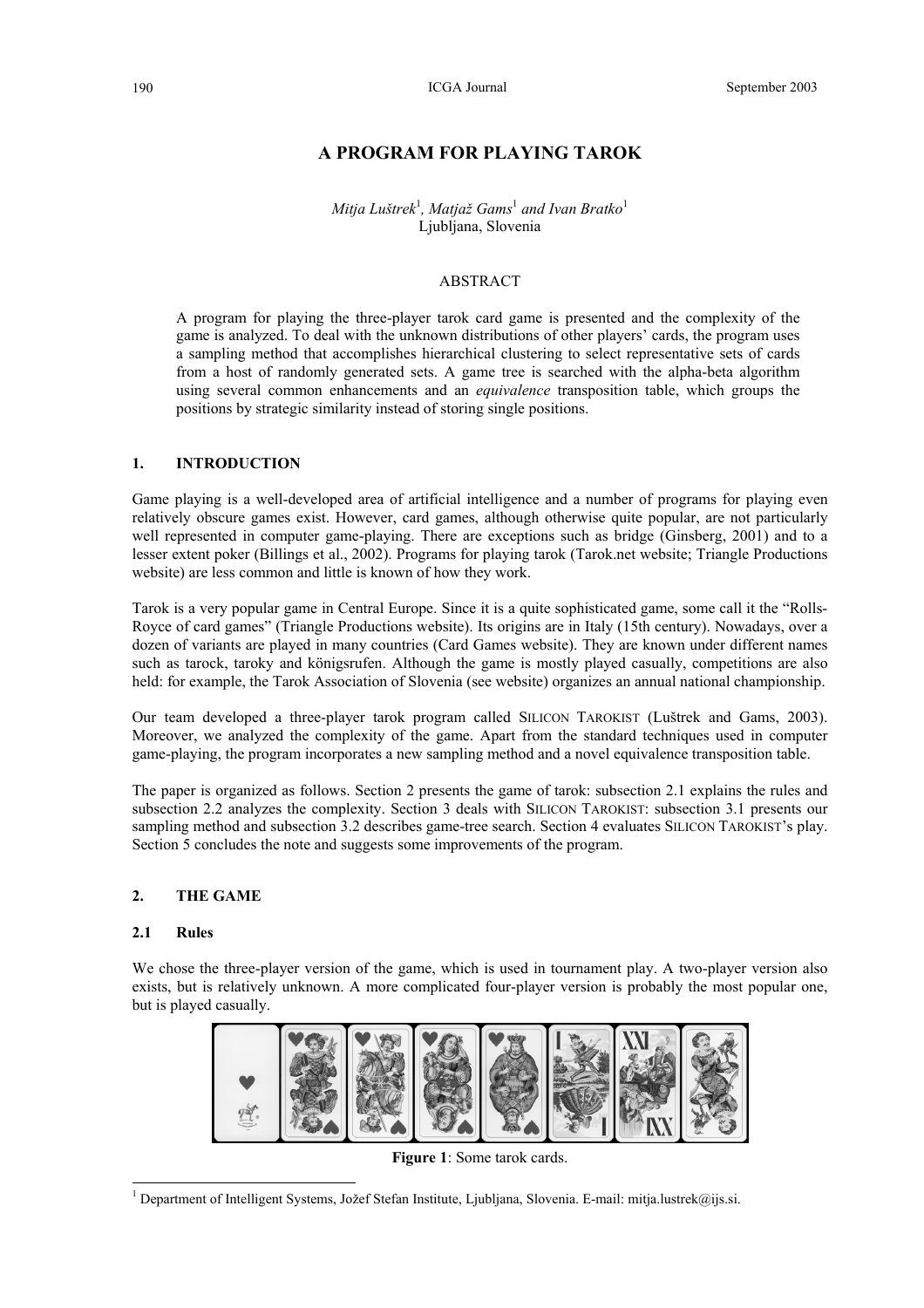# A PROGRAM FOR PLAYING TAROK

*Mitja Luštrek*[1], *Matjaž Gams*[1] *and Ivan Bratko*[1]
Ljubljana, Slovenia

## ABSTRACT

A program for playing the three-player tarok card game is presented and the complexity of the game is analyzed. To deal with the unknown distributions of other players' cards, the program uses a sampling method that accomplishes hierarchical clustering to select representative sets of cards from a host of randomly generated sets. A game tree is searched with the alpha-beta algorithm using several common enhancements and an *equivalence* transposition table, which groups the positions by strategic similarity instead of storing single positions.

## 1. INTRODUCTION

Game playing is a well-developed area of artificial intelligence and a number of programs for playing even relatively obscure games exist. However, card games, although otherwise quite popular, are not particularly well represented in computer game-playing. There are exceptions such as bridge (Ginsberg, 2001) and to a lesser extent poker (Billings et al., 2002). Programs for playing tarok (Tarok.net website; Triangle Productions website) are less common and little is known of how they work.

Tarok is a very popular game in Central Europe. Since it is a quite sophisticated game, some call it the "Rolls-Royce of card games" (Triangle Productions website). Its origins are in Italy (15th century). Nowadays, over a dozen of variants are played in many countries (Card Games website). They are known under different names such as tarock, taroky and königsrufen. Although the game is mostly played casually, competitions are also held: for example, the Tarok Association of Slovenia (see website) organizes an annual national championship.

Our team developed a three-player tarok program called SILICON TAROKIST (Luštrek and Gams, 2003). Moreover, we analyzed the complexity of the game. Apart from the standard techniques used in computer game-playing, the program incorporates a new sampling method and a novel equivalence transposition table.

The paper is organized as follows. Section 2 presents the game of tarok: subsection 2.1 explains the rules and subsection 2.2 analyzes the complexity. Section 3 deals with SILICON TAROKIST: subsection 3.1 presents our sampling method and subsection 3.2 describes game-tree search. Section 4 evaluates SILICON TAROKIST's play. Section 5 concludes the note and suggests some improvements of the program.

## 2. THE GAME

### 2.1 Rules

We chose the three-player version of the game, which is used in tournament play. A two-player version also exists, but is relatively unknown. A more complicated four-player version is probably the most popular one, but is played casually.

**Figure 1**: Some tarok cards.

[1] Department of Intelligent Systems, Jožef Stefan Institute, Ljubljana, Slovenia. E-mail: mitja.lustrek@ijs.si.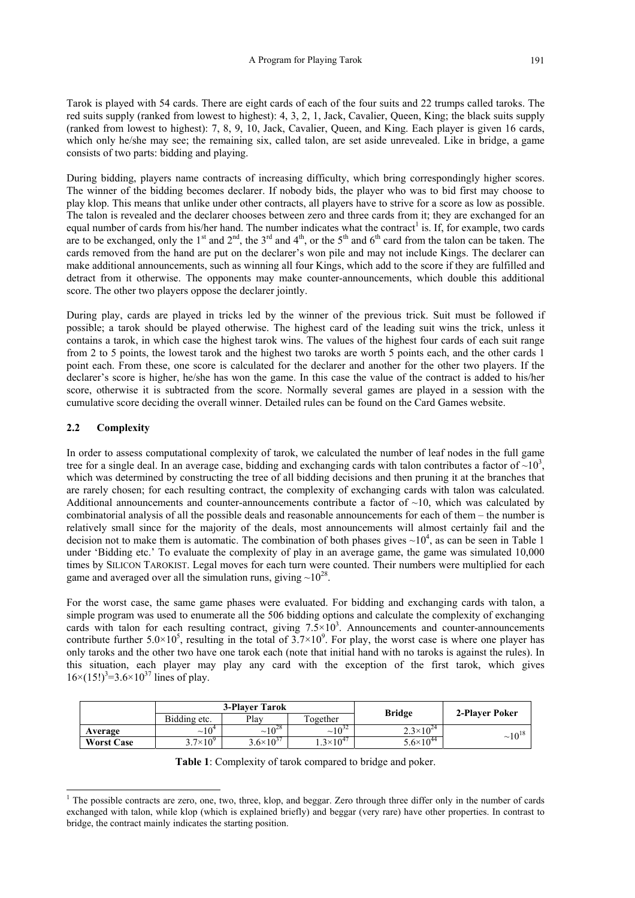Tarok is played with 54 cards. There are eight cards of each of the four suits and 22 trumps called taroks. The red suits supply (ranked from lowest to highest): 4, 3, 2, 1, Jack, Cavalier, Queen, King; the black suits supply (ranked from lowest to highest): 7, 8, 9, 10, Jack, Cavalier, Queen, and King. Each player is given 16 cards, which only he/she may see; the remaining six, called talon, are set aside unrevealed. Like in bridge, a game consists of two parts: bidding and playing.

During bidding, players name contracts of increasing difficulty, which bring correspondingly higher scores. The winner of the bidding becomes declarer. If nobody bids, the player who was to bid first may choose to play klop. This means that unlike under other contracts, all players have to strive for a score as low as possible. The talon is revealed and the declarer chooses between zero and three cards from it; they are exchanged for an equal number of cards from his/her hand. The number indicates what the contract[1] is. If, for example, two cards are to be exchanged, only the 1st and 2nd, the 3rd and 4th, or the 5th and 6th card from the talon can be taken. The cards removed from the hand are put on the declarer's won pile and may not include Kings. The declarer can make additional announcements, such as winning all four Kings, which add to the score if they are fulfilled and detract from it otherwise. The opponents may make counter-announcements, which double this additional score. The other two players oppose the declarer jointly.

During play, cards are played in tricks led by the winner of the previous trick. Suit must be followed if possible; a tarok should be played otherwise. The highest card of the leading suit wins the trick, unless it contains a tarok, in which case the highest tarok wins. The values of the highest four cards of each suit range from 2 to 5 points, the lowest tarok and the highest two taroks are worth 5 points each, and the other cards 1 point each. From these, one score is calculated for the declarer and another for the other two players. If the declarer's score is higher, he/she has won the game. In this case the value of the contract is added to his/her score, otherwise it is subtracted from the score. Normally several games are played in a session with the cumulative score deciding the overall winner. Detailed rules can be found on the Card Games website.

### 2.2 Complexity

In order to assess computational complexity of tarok, we calculated the number of leaf nodes in the full game tree for a single deal. In an average case, bidding and exchanging cards with talon contributes a factor of $\sim 10^3$, which was determined by constructing the tree of all bidding decisions and then pruning it at the branches that are rarely chosen; for each resulting contract, the complexity of exchanging cards with talon was calculated. Additional announcements and counter-announcements contribute a factor of $\sim 10$, which was calculated by combinatorial analysis of all the possible deals and reasonable announcements for each of them – the number is relatively small since for the majority of the deals, most announcements will almost certainly fail and the decision not to make them is automatic. The combination of both phases gives $\sim 10^4$, as can be seen in Table 1 under 'Bidding etc.' To evaluate the complexity of play in an average game, the game was simulated 10,000 times by SILICON TAROKIST. Legal moves for each turn were counted. Their numbers were multiplied for each game and averaged over all the simulation runs, giving $\sim 10^{28}$.

For the worst case, the same game phases were evaluated. For bidding and exchanging cards with talon, a simple program was used to enumerate all the 506 bidding options and calculate the complexity of exchanging cards with talon for each resulting contract, giving $7.5 \times 10^3$. Announcements and counter-announcements contribute further $5.0 \times 10^5$, resulting in the total of $3.7 \times 10^9$. For play, the worst case is where one player has only taroks and the other two have one tarok each (note that initial hand with no taroks is against the rules). In this situation, each player may play any card with the exception of the first tarok, which gives $16 \times (15!)^3 = 3.6 \times 10^{37}$ lines of play.

| | 3-Player Tarok | | | Bridge | 2-Player Poker |
|---|---|---|---|---|---|
| | Bidding etc. | Play | Together | | |
| **Average** | $\sim 10^4$ | $\sim 10^{28}$ | $\sim 10^{32}$ | $2.3 \times 10^{24}$ | $\sim 10^{18}$ |
| **Worst Case** | $3.7 \times 10^9$ | $3.6 \times 10^{37}$ | $1.3 \times 10^{47}$ | $5.6 \times 10^{44}$ | |

**Table 1**: Complexity of tarok compared to bridge and poker.

[1] The possible contracts are zero, one, two, three, klop, and beggar. Zero through three differ only in the number of cards exchanged with talon, while klop (which is explained briefly) and beggar (very rare) have other properties. In contrast to bridge, the contract mainly indicates the starting position.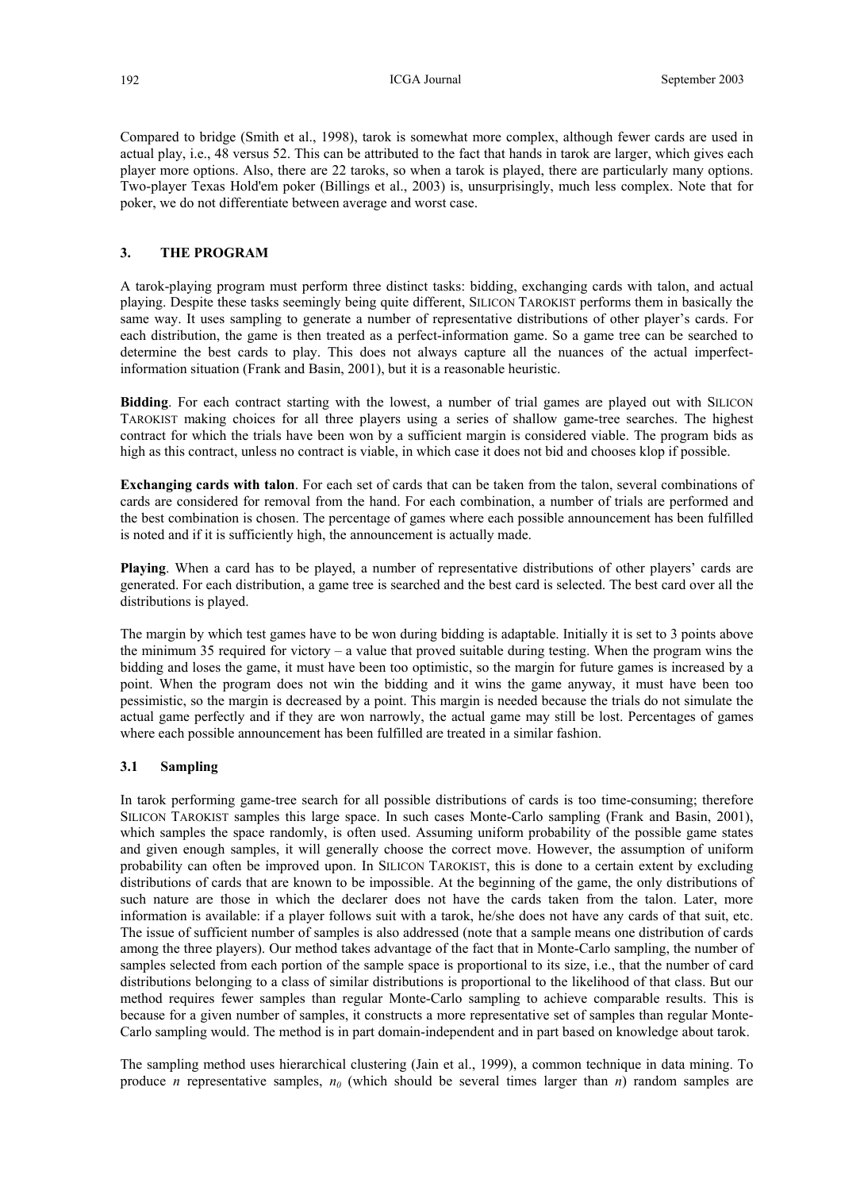Compared to bridge (Smith et al., 1998), tarok is somewhat more complex, although fewer cards are used in actual play, i.e., 48 versus 52. This can be attributed to the fact that hands in tarok are larger, which gives each player more options. Also, there are 22 taroks, so when a tarok is played, there are particularly many options. Two-player Texas Hold'em poker (Billings et al., 2003) is, unsurprisingly, much less complex. Note that for poker, we do not differentiate between average and worst case.

## 3. THE PROGRAM

A tarok-playing program must perform three distinct tasks: bidding, exchanging cards with talon, and actual playing. Despite these tasks seemingly being quite different, SILICON TAROKIST performs them in basically the same way. It uses sampling to generate a number of representative distributions of other player's cards. For each distribution, the game is then treated as a perfect-information game. So a game tree can be searched to determine the best cards to play. This does not always capture all the nuances of the actual imperfect-information situation (Frank and Basin, 2001), but it is a reasonable heuristic.

**Bidding**. For each contract starting with the lowest, a number of trial games are played out with SILICON TAROKIST making choices for all three players using a series of shallow game-tree searches. The highest contract for which the trials have been won by a sufficient margin is considered viable. The program bids as high as this contract, unless no contract is viable, in which case it does not bid and chooses klop if possible.

**Exchanging cards with talon**. For each set of cards that can be taken from the talon, several combinations of cards are considered for removal from the hand. For each combination, a number of trials are performed and the best combination is chosen. The percentage of games where each possible announcement has been fulfilled is noted and if it is sufficiently high, the announcement is actually made.

**Playing**. When a card has to be played, a number of representative distributions of other players' cards are generated. For each distribution, a game tree is searched and the best card is selected. The best card over all the distributions is played.

The margin by which test games have to be won during bidding is adaptable. Initially it is set to 3 points above the minimum 35 required for victory – a value that proved suitable during testing. When the program wins the bidding and loses the game, it must have been too optimistic, so the margin for future games is increased by a point. When the program does not win the bidding and it wins the game anyway, it must have been too pessimistic, so the margin is decreased by a point. This margin is needed because the trials do not simulate the actual game perfectly and if they are won narrowly, the actual game may still be lost. Percentages of games where each possible announcement has been fulfilled are treated in a similar fashion.

### 3.1 Sampling

In tarok performing game-tree search for all possible distributions of cards is too time-consuming; therefore SILICON TAROKIST samples this large space. In such cases Monte-Carlo sampling (Frank and Basin, 2001), which samples the space randomly, is often used. Assuming uniform probability of the possible game states and given enough samples, it will generally choose the correct move. However, the assumption of uniform probability can often be improved upon. In SILICON TAROKIST, this is done to a certain extent by excluding distributions of cards that are known to be impossible. At the beginning of the game, the only distributions of such nature are those in which the declarer does not have the cards taken from the talon. Later, more information is available: if a player follows suit with a tarok, he/she does not have any cards of that suit, etc. The issue of sufficient number of samples is also addressed (note that a sample means one distribution of cards among the three players). Our method takes advantage of the fact that in Monte-Carlo sampling, the number of samples selected from each portion of the sample space is proportional to its size, i.e., that the number of card distributions belonging to a class of similar distributions is proportional to the likelihood of that class. But our method requires fewer samples than regular Monte-Carlo sampling to achieve comparable results. This is because for a given number of samples, it constructs a more representative set of samples than regular Monte-Carlo sampling would. The method is in part domain-independent and in part based on knowledge about tarok.

The sampling method uses hierarchical clustering (Jain et al., 1999), a common technique in data mining. To produce $n$ representative samples, $n_0$ (which should be several times larger than $n$) random samples are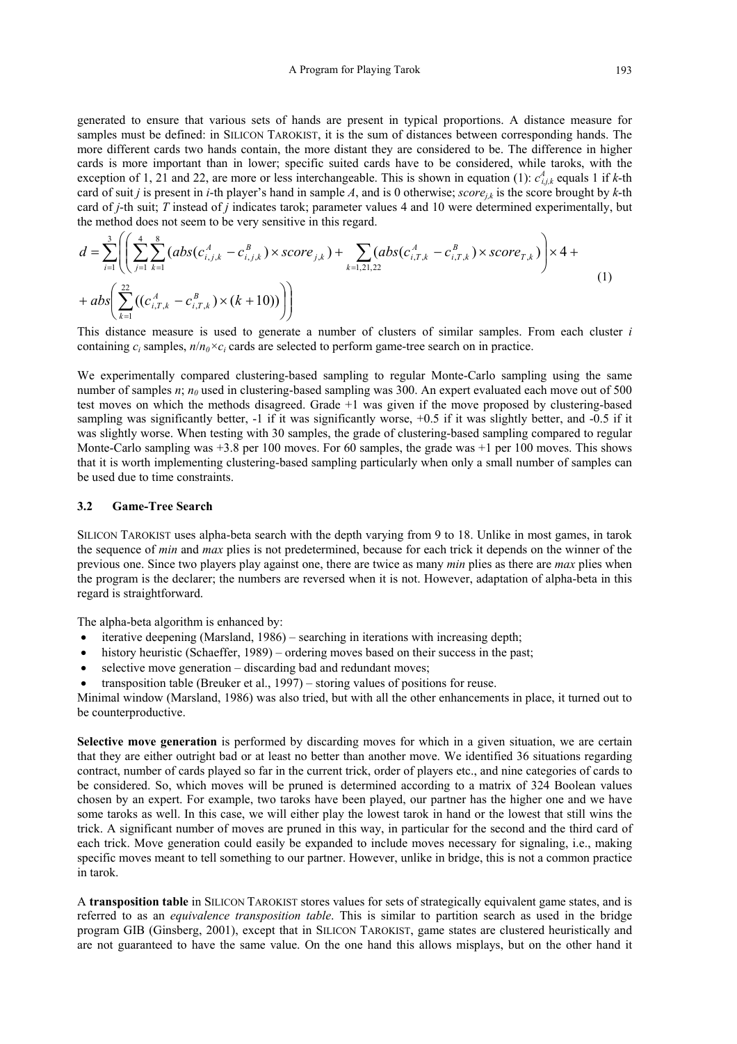generated to ensure that various sets of hands are present in typical proportions. A distance measure for samples must be defined: in SILICON TAROKIST, it is the sum of distances between corresponding hands. The more different cards two hands contain, the more distant they are considered to be. The difference in higher cards is more important than in lower; specific suited cards have to be considered, while taroks, with the exception of 1, 21 and 22, are more or less interchangeable. This is shown in equation (1): $c^{A}_{i,j,k}$ equals 1 if $k$-th card of suit $j$ is present in $i$-th player's hand in sample $A$, and is 0 otherwise; $score_{j,k}$ is the score brought by $k$-th card of $j$-th suit; $T$ instead of $j$ indicates tarok; parameter values 4 and 10 were determined experimentally, but the method does not seem to be very sensitive in this regard.

$$
d = \sum_{i=1}^{3} \left( \left( \sum_{j=1}^{4} \sum_{k=1}^{8} \left( abs(c^{A}_{i,j,k} - c^{B}_{i,j,k}) \times score_{j,k} \right) + \sum_{k=1,21,22} \left( abs(c^{A}_{i,T,k} - c^{B}_{i,T,k}) \times score_{T,k} \right) \right) \times 4 + abs\left( \sum_{k=1}^{22} \left( (c^{A}_{i,T,k} - c^{B}_{i,T,k}) \times (k+10) \right) \right) \right) \quad (1)
$$

This distance measure is used to generate a number of clusters of similar samples. From each cluster $i$ containing $c_i$ samples, $n/n_0 \times c_i$ cards are selected to perform game-tree search on in practice.

We experimentally compared clustering-based sampling to regular Monte-Carlo sampling using the same number of samples $n$; $n_0$ used in clustering-based sampling was 300. An expert evaluated each move out of 500 test moves on which the methods disagreed. Grade +1 was given if the move proposed by clustering-based sampling was significantly better, -1 if it was significantly worse, +0.5 if it was slightly better, and -0.5 if it was slightly worse. When testing with 30 samples, the grade of clustering-based sampling compared to regular Monte-Carlo sampling was +3.8 per 100 moves. For 60 samples, the grade was +1 per 100 moves. This shows that it is worth implementing clustering-based sampling particularly when only a small number of samples can be used due to time constraints.

### 3.2 Game-Tree Search

SILICON TAROKIST uses alpha-beta search with the depth varying from 9 to 18. Unlike in most games, in tarok the sequence of *min* and *max* plies is not predetermined, because for each trick it depends on the winner of the previous one. Since two players play against one, there are twice as many *min* plies as there are *max* plies when the program is the declarer; the numbers are reversed when it is not. However, adaptation of alpha-beta in this regard is straightforward.

The alpha-beta algorithm is enhanced by:

- iterative deepening (Marsland, 1986) – searching in iterations with increasing depth;
- history heuristic (Schaeffer, 1989) – ordering moves based on their success in the past;
- selective move generation – discarding bad and redundant moves;
- transposition table (Breuker et al., 1997) – storing values of positions for reuse.

Minimal window (Marsland, 1986) was also tried, but with all the other enhancements in place, it turned out to be counterproductive.

**Selective move generation** is performed by discarding moves for which in a given situation, we are certain that they are either outright bad or at least no better than another move. We identified 36 situations regarding contract, number of cards played so far in the current trick, order of players etc., and nine categories of cards to be considered. So, which moves will be pruned is determined according to a matrix of 324 Boolean values chosen by an expert. For example, two taroks have been played, our partner has the higher one and we have some taroks as well. In this case, we will either play the lowest tarok in hand or the lowest that still wins the trick. A significant number of moves are pruned in this way, in particular for the second and the third card of each trick. Move generation could easily be expanded to include moves necessary for signaling, i.e., making specific moves meant to tell something to our partner. However, unlike in bridge, this is not a common practice in tarok.

A **transposition table** in SILICON TAROKIST stores values for sets of strategically equivalent game states, and is referred to as an *equivalence transposition table*. This is similar to partition search as used in the bridge program GIB (Ginsberg, 2001), except that in SILICON TAROKIST, game states are clustered heuristically and are not guaranteed to have the same value. On the one hand this allows misplays, but on the other hand it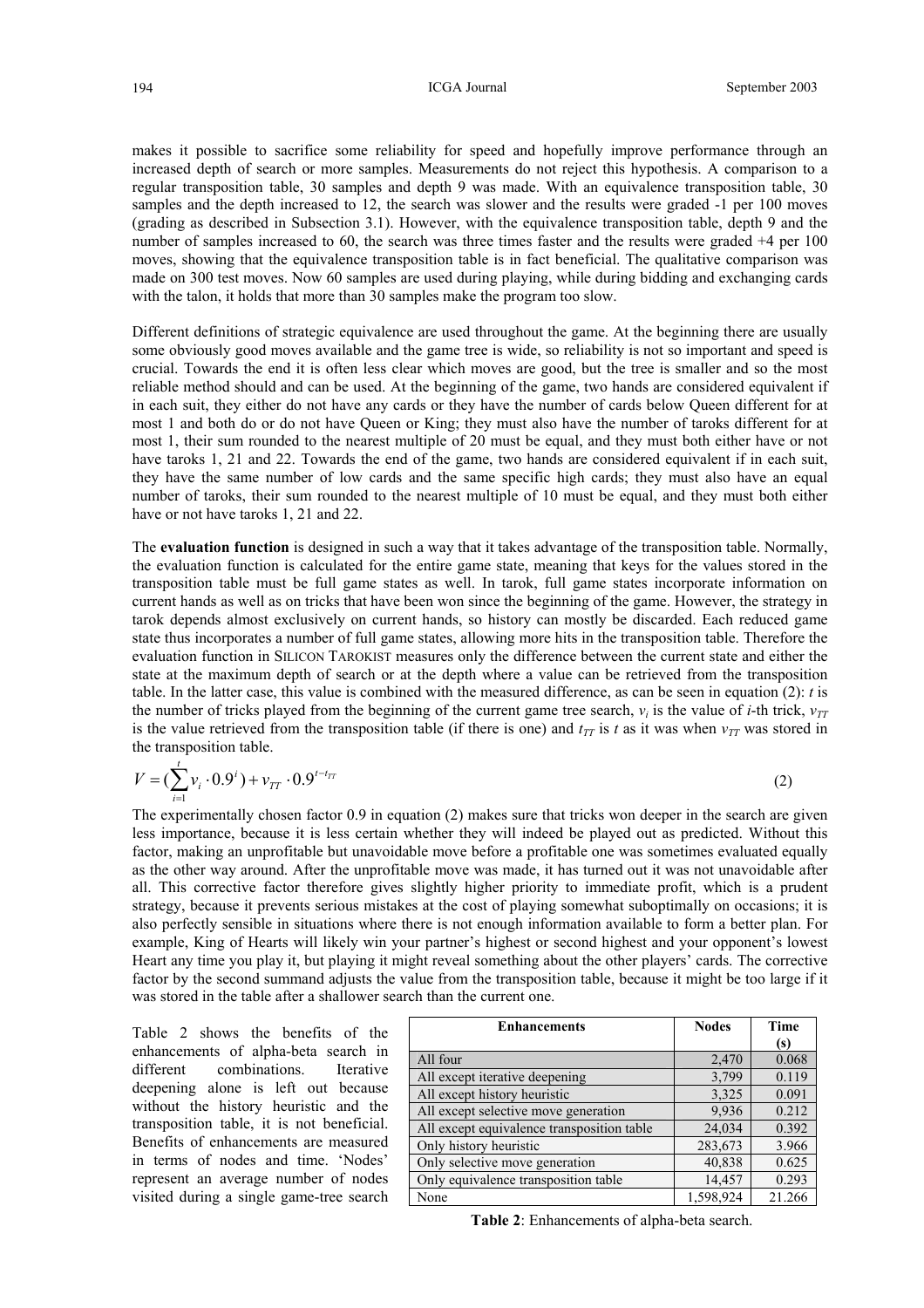makes it possible to sacrifice some reliability for speed and hopefully improve performance through an increased depth of search or more samples. Measurements do not reject this hypothesis. A comparison to a regular transposition table, 30 samples and depth 9 was made. With an equivalence transposition table, 30 samples and the depth increased to 12, the search was slower and the results were graded -1 per 100 moves (grading as described in Subsection 3.1). However, with the equivalence transposition table, depth 9 and the number of samples increased to 60, the search was three times faster and the results were graded +4 per 100 moves, showing that the equivalence transposition table is in fact beneficial. The qualitative comparison was made on 300 test moves. Now 60 samples are used during playing, while during bidding and exchanging cards with the talon, it holds that more than 30 samples make the program too slow.

Different definitions of strategic equivalence are used throughout the game. At the beginning there are usually some obviously good moves available and the game tree is wide, so reliability is not so important and speed is crucial. Towards the end it is often less clear which moves are good, but the tree is smaller and so the most reliable method should and can be used. At the beginning of the game, two hands are considered equivalent if in each suit, they either do not have any cards or they have the number of cards below Queen different for at most 1 and both do or do not have Queen or King; they must also have the number of taroks different for at most 1, their sum rounded to the nearest multiple of 20 must be equal, and they must both either have or not have taroks 1, 21 and 22. Towards the end of the game, two hands are considered equivalent if in each suit, they have the same number of low cards and the same specific high cards; they must also have an equal number of taroks, their sum rounded to the nearest multiple of 10 must be equal, and they must both either have or not have taroks 1, 21 and 22.

The **evaluation function** is designed in such a way that it takes advantage of the transposition table. Normally, the evaluation function is calculated for the entire game state, meaning that keys for the values stored in the transposition table must be full game states as well. In tarok, full game states incorporate information on current hands as well as on tricks that have been won since the beginning of the game. However, the strategy in tarok depends almost exclusively on current hands, so history can mostly be discarded. Each reduced game state thus incorporates a number of full game states, allowing more hits in the transposition table. Therefore the evaluation function in SILICON TAROKIST measures only the difference between the current state and either the state at the maximum depth of search or at the depth where a value can be retrieved from the transposition table. In the latter case, this value is combined with the measured difference, as can be seen in equation (2): $t$ is the number of tricks played from the beginning of the current game tree search, $v_i$ is the value of $i$-th trick, $v_{TT}$ is the value retrieved from the transposition table (if there is one) and $t_{TT}$ is $t$ as it was when $v_{TT}$ was stored in the transposition table.

$$V = \left(\sum_{i=1}^{t} v_i \cdot 0.9^i\right) + v_{TT} \cdot 0.9^{t-t_{TT}} \tag{2}$$

The experimentally chosen factor 0.9 in equation (2) makes sure that tricks won deeper in the search are given less importance, because it is less certain whether they will indeed be played out as predicted. Without this factor, making an unprofitable but unavoidable move before a profitable one was sometimes evaluated equally as the other way around. After the unprofitable move was made, it has turned out it was not unavoidable after all. This corrective factor therefore gives slightly higher priority to immediate profit, which is a prudent strategy, because it prevents serious mistakes at the cost of playing somewhat suboptimally on occasions; it is also perfectly sensible in situations where there is not enough information available to form a better plan. For example, King of Hearts will likely win your partner's highest or second highest and your opponent's lowest Heart any time you play it, but playing it might reveal something about the other players' cards. The corrective factor by the second summand adjusts the value from the transposition table, because it might be too large if it was stored in the table after a shallower search than the current one.

Table 2 shows the benefits of the enhancements of alpha-beta search in different combinations. Iterative deepening alone is left out because without the history heuristic and the transposition table, it is not beneficial. Benefits of enhancements are measured in terms of nodes and time. 'Nodes' represent an average number of nodes visited during a single game-tree search

| Enhancements | Nodes | Time (s) |
|---|---|---|
| All four | 2,470 | 0.068 |
| All except iterative deepening | 3,799 | 0.119 |
| All except history heuristic | 3,325 | 0.091 |
| All except selective move generation | 9,936 | 0.212 |
| All except equivalence transposition table | 24,034 | 0.392 |
| Only history heuristic | 283,673 | 3.966 |
| Only selective move generation | 40,838 | 0.625 |
| Only equivalence transposition table | 14,457 | 0.293 |
| None | 1,598,924 | 21.266 |

**Table 2**: Enhancements of alpha-beta search.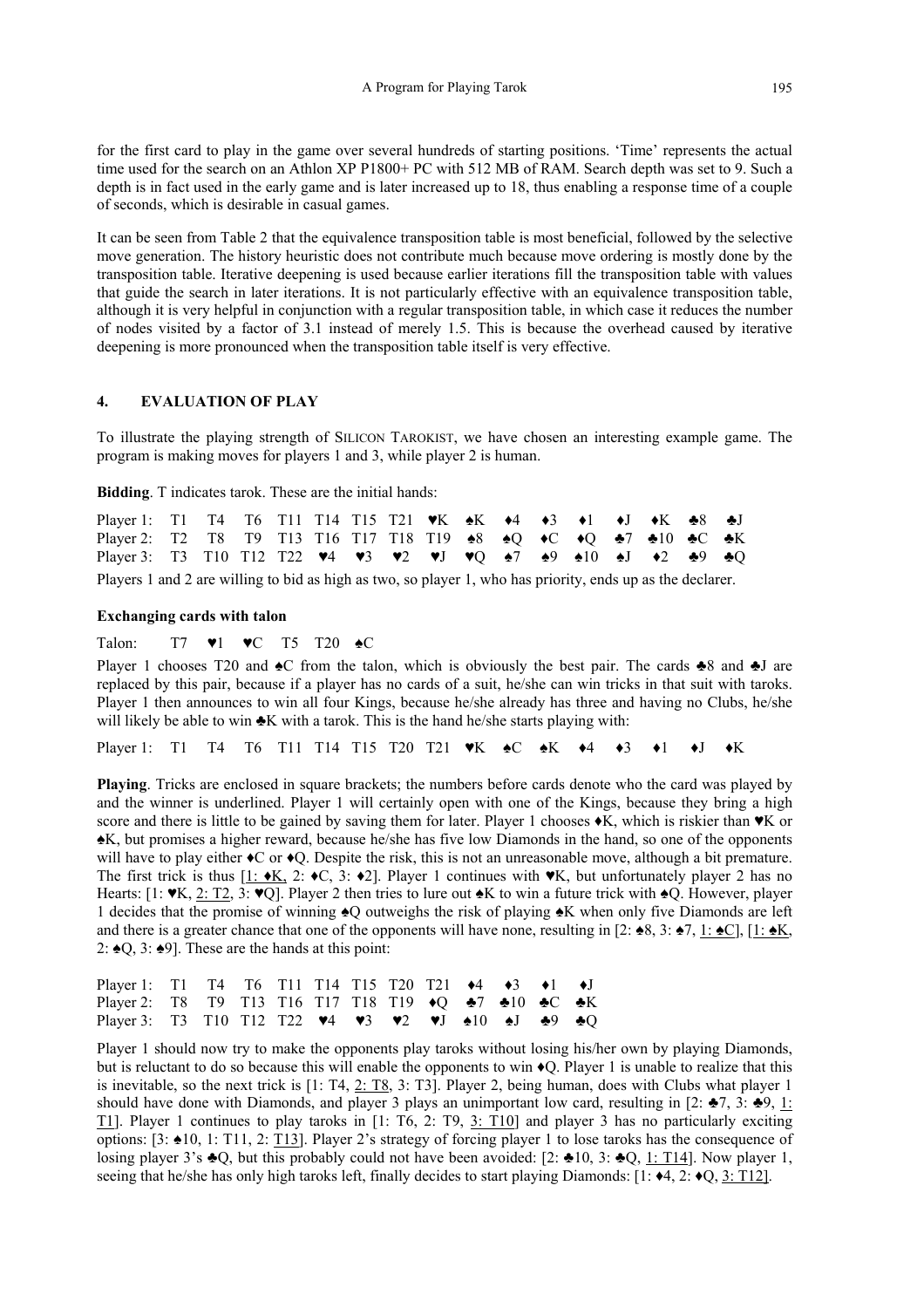for the first card to play in the game over several hundreds of starting positions. 'Time' represents the actual time used for the search on an Athlon XP P1800+ PC with 512 MB of RAM. Search depth was set to 9. Such a depth is in fact used in the early game and is later increased up to 18, thus enabling a response time of a couple of seconds, which is desirable in casual games.

It can be seen from Table 2 that the equivalence transposition table is most beneficial, followed by the selective move generation. The history heuristic does not contribute much because move ordering is mostly done by the transposition table. Iterative deepening is used because earlier iterations fill the transposition table with values that guide the search in later iterations. It is not particularly effective with an equivalence transposition table, although it is very helpful in conjunction with a regular transposition table, in which case it reduces the number of nodes visited by a factor of 3.1 instead of merely 1.5. This is because the overhead caused by iterative deepening is more pronounced when the transposition table itself is very effective.

## 4. EVALUATION OF PLAY

To illustrate the playing strength of SILICON TAROKIST, we have chosen an interesting example game. The program is making moves for players 1 and 3, while player 2 is human.

**Bidding**. T indicates tarok. These are the initial hands:

Player 1: T1 T4 T6 T11 T14 T15 T21 ♥K ♠K ♦4 ♦3 ♦1 ♦J ♦K ♣8 ♣J
Player 2: T2 T8 T9 T13 T16 T17 T18 T19 ♠8 ♠Q ♦C ♦Q ♣7 ♣10 ♣C ♣K
Player 3: T3 T10 T12 T22 ♥4 ♥3 ♥2 ♥J ♥Q ♠7 ♠9 ♠10 ♠J ♦2 ♣9 ♣Q

Players 1 and 2 are willing to bid as high as two, so player 1, who has priority, ends up as the declarer.

**Exchanging cards with talon**

Talon: T7 ♥1 ♥C T5 T20 ♠C

Player 1 chooses T20 and ♠C from the talon, which is obviously the best pair. The cards ♣8 and ♣J are replaced by this pair, because if a player has no cards of a suit, he/she can win tricks in that suit with taroks. Player 1 then announces to win all four Kings, because he/she already has three and having no Clubs, he/she will likely be able to win ♣K with a tarok. This is the hand he/she starts playing with:

Player 1: T1 T4 T6 T11 T14 T15 T20 T21 ♥K ♠C ♠K ♦4 ♦3 ♦1 ♦J ♦K

**Playing**. Tricks are enclosed in square brackets; the numbers before cards denote who the card was played by and the winner is underlined. Player 1 will certainly open with one of the Kings, because they bring a high score and there is little to be gained by saving them for later. Player 1 chooses ♦K, which is riskier than ♥K or ♠K, but promises a higher reward, because he/she has five low Diamonds in the hand, so one of the opponents will have to play either ♦C or ♦Q. Despite the risk, this is not an unreasonable move, although a bit premature. The first trick is thus [<u>1: ♦K</u>, 2: ♦C, 3: ♦2]. Player 1 continues with ♥K, but unfortunately player 2 has no Hearts: [1: ♥K, <u>2: T2</u>, 3: ♥Q]. Player 2 then tries to lure out ♠K to win a future trick with ♠Q. However, player 1 decides that the promise of winning ♠Q outweighs the risk of playing ♠K when only five Diamonds are left and there is a greater chance that one of the opponents will have none, resulting in [2: ♠8, 3: ♠7, <u>1: ♠C</u>], [<u>1: ♠K</u>, 2: ♠Q, 3: ♠9]. These are the hands at this point:

Player 1: T1 T4 T6 T11 T14 T15 T20 T21 ♦4 ♦3 ♦1 ♦J
Player 2: T8 T9 T13 T16 T17 T18 T19 ♦Q ♣7 ♣10 ♣C ♣K
Player 3: T3 T10 T12 T22 ♥4 ♥3 ♥2 ♥J ♠10 ♠J ♣9 ♣Q

Player 1 should now try to make the opponents play taroks without losing his/her own by playing Diamonds, but is reluctant to do so because this will enable the opponents to win ♦Q. Player 1 is unable to realize that this is inevitable, so the next trick is [1: T4, <u>2: T8</u>, 3: T3]. Player 2, being human, does with Clubs what player 1 should have done with Diamonds, and player 3 plays an unimportant low card, resulting in [2: ♣7, 3: ♣9, <u>1: T1</u>]. Player 1 continues to play taroks in [1: T6, 2: T9, <u>3: T10</u>] and player 3 has no particularly exciting options: [3: ♠10, 1: T11, <u>2: T13</u>]. Player 2's strategy of forcing player 1 to lose taroks has the consequence of losing player 3's ♣Q, but this probably could not have been avoided: [2: ♣10, 3: ♣Q, <u>1: T14</u>]. Now player 1, seeing that he/she has only high taroks left, finally decides to start playing Diamonds: [1: ♦4, 2: ♦Q, <u>3: T12</u>].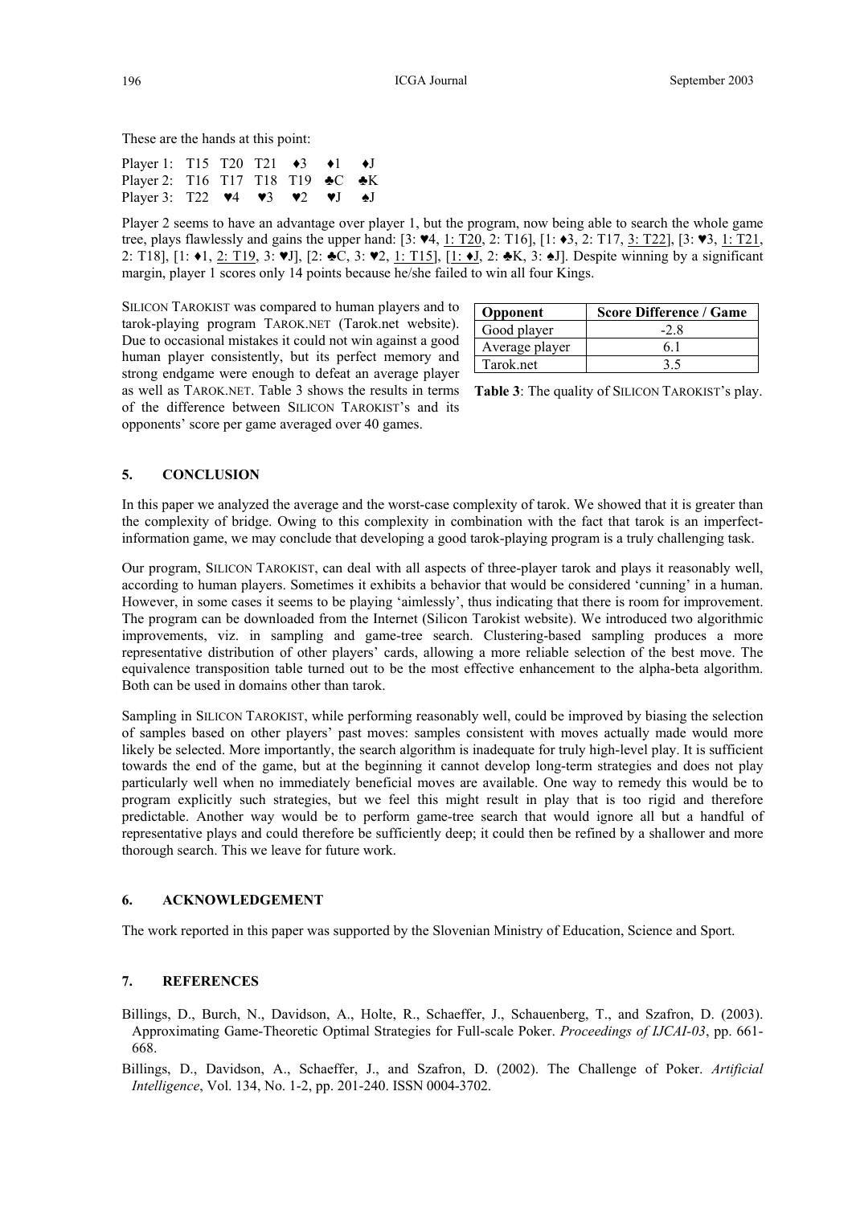These are the hands at this point:

Player 1: T15 T20 T21 ♦3 ♦1 ♦J
Player 2: T16 T17 T18 T19 ♣C ♣K
Player 3: T22 ♥4 ♥3 ♥2 ♥J ♠J

Player 2 seems to have an advantage over player 1, but the program, now being able to search the whole game tree, plays flawlessly and gains the upper hand: [3: ♥4, <u>1: T20</u>, 2: T16], [1: ♦3, 2: T17, <u>3: T22</u>], [3: ♥3, <u>1: T21</u>, 2: T18], [1: ♦1, <u>2: T19</u>, 3: ♥J], [2: ♣C, 3: ♥2, <u>1: T15</u>], [<u>1: ♦J</u>, 2: ♣K, 3: ♠J]. Despite winning by a significant margin, player 1 scores only 14 points because he/she failed to win all four Kings.

SILICON TAROKIST was compared to human players and to tarok-playing program TAROK.NET (Tarok.net website). Due to occasional mistakes it could not win against a good human player consistently, but its perfect memory and strong endgame were enough to defeat an average player as well as TAROK.NET. Table 3 shows the results in terms of the difference between SILICON TAROKIST's and its opponents' score per game averaged over 40 games.

| Opponent | Score Difference / Game |
|---|---|
| Good player | -2.8 |
| Average player | 6.1 |
| Tarok.net | 3.5 |

**Table 3**: The quality of SILICON TAROKIST's play.

## 5. CONCLUSION

In this paper we analyzed the average and the worst-case complexity of tarok. We showed that it is greater than the complexity of bridge. Owing to this complexity in combination with the fact that tarok is an imperfect-information game, we may conclude that developing a good tarok-playing program is a truly challenging task.

Our program, SILICON TAROKIST, can deal with all aspects of three-player tarok and plays it reasonably well, according to human players. Sometimes it exhibits a behavior that would be considered 'cunning' in a human. However, in some cases it seems to be playing 'aimlessly', thus indicating that there is room for improvement. The program can be downloaded from the Internet (Silicon Tarokist website). We introduced two algorithmic improvements, viz. in sampling and game-tree search. Clustering-based sampling produces a more representative distribution of other players' cards, allowing a more reliable selection of the best move. The equivalence transposition table turned out to be the most effective enhancement to the alpha-beta algorithm. Both can be used in domains other than tarok.

Sampling in SILICON TAROKIST, while performing reasonably well, could be improved by biasing the selection of samples based on other players' past moves: samples consistent with moves actually made would more likely be selected. More importantly, the search algorithm is inadequate for truly high-level play. It is sufficient towards the end of the game, but at the beginning it cannot develop long-term strategies and does not play particularly well when no immediately beneficial moves are available. One way to remedy this would be to program explicitly such strategies, but we feel this might result in play that is too rigid and therefore predictable. Another way would be to perform game-tree search that would ignore all but a handful of representative plays and could therefore be sufficiently deep; it could then be refined by a shallower and more thorough search. This we leave for future work.

## 6. ACKNOWLEDGEMENT

The work reported in this paper was supported by the Slovenian Ministry of Education, Science and Sport.

## 7. REFERENCES

Billings, D., Burch, N., Davidson, A., Holte, R., Schaeffer, J., Schauenberg, T., and Szafron, D. (2003). Approximating Game-Theoretic Optimal Strategies for Full-scale Poker. *Proceedings of IJCAI-03*, pp. 661-668.

Billings, D., Davidson, A., Schaeffer, J., and Szafron, D. (2002). The Challenge of Poker. *Artificial Intelligence*, Vol. 134, No. 1-2, pp. 201-240. ISSN 0004-3702.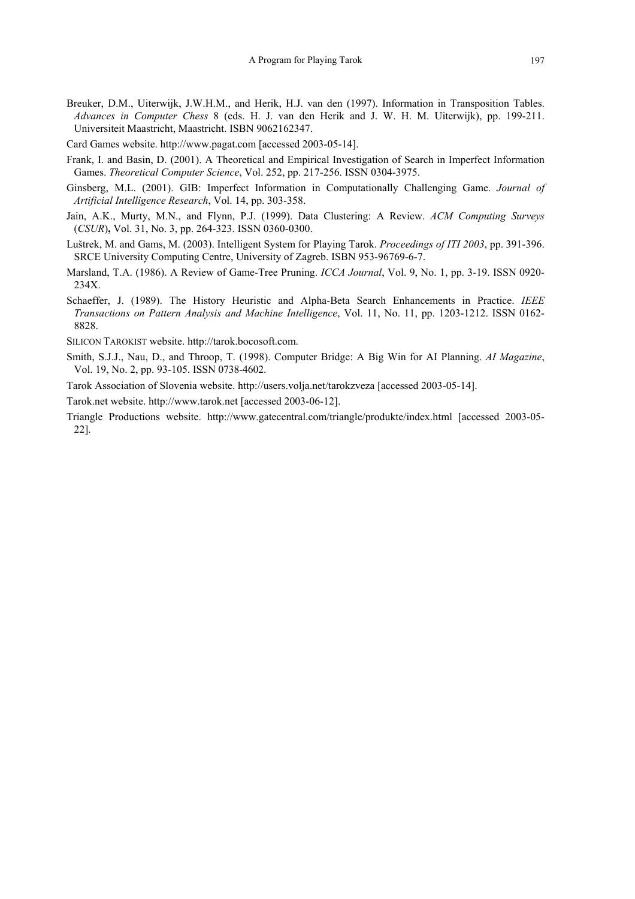Breuker, D.M., Uiterwijk, J.W.H.M., and Herik, H.J. van den (1997). Information in Transposition Tables. *Advances in Computer Chess* 8 (eds. H. J. van den Herik and J. W. H. M. Uiterwijk), pp. 199-211. Universiteit Maastricht, Maastricht. ISBN 9062162347.

Card Games website. http://www.pagat.com [accessed 2003-05-14].

Frank, I. and Basin, D. (2001). A Theoretical and Empirical Investigation of Search in Imperfect Information Games. *Theoretical Computer Science*, Vol. 252, pp. 217-256. ISSN 0304-3975.

Ginsberg, M.L. (2001). GIB: Imperfect Information in Computationally Challenging Game. *Journal of Artificial Intelligence Research*, Vol. 14, pp. 303-358.

Jain, A.K., Murty, M.N., and Flynn, P.J. (1999). Data Clustering: A Review. *ACM Computing Surveys* (*CSUR*)**,** Vol. 31, No. 3, pp. 264-323. ISSN 0360-0300.

Luštrek, M. and Gams, M. (2003). Intelligent System for Playing Tarok. *Proceedings of ITI 2003*, pp. 391-396. SRCE University Computing Centre, University of Zagreb. ISBN 953-96769-6-7.

Marsland, T.A. (1986). A Review of Game-Tree Pruning. *ICCA Journal*, Vol. 9, No. 1, pp. 3-19. ISSN 0920-234X.

Schaeffer, J. (1989). The History Heuristic and Alpha-Beta Search Enhancements in Practice. *IEEE Transactions on Pattern Analysis and Machine Intelligence*, Vol. 11, No. 11, pp. 1203-1212. ISSN 0162-8828.

SILICON TAROKIST website. http://tarok.bocosoft.com.

Smith, S.J.J., Nau, D., and Throop, T. (1998). Computer Bridge: A Big Win for AI Planning. *AI Magazine*, Vol. 19, No. 2, pp. 93-105. ISSN 0738-4602.

Tarok Association of Slovenia website. http://users.volja.net/tarokzveza [accessed 2003-05-14].

Tarok.net website. http://www.tarok.net [accessed 2003-06-12].

Triangle Productions website. http://www.gatecentral.com/triangle/produkte/index.html [accessed 2003-05-22].